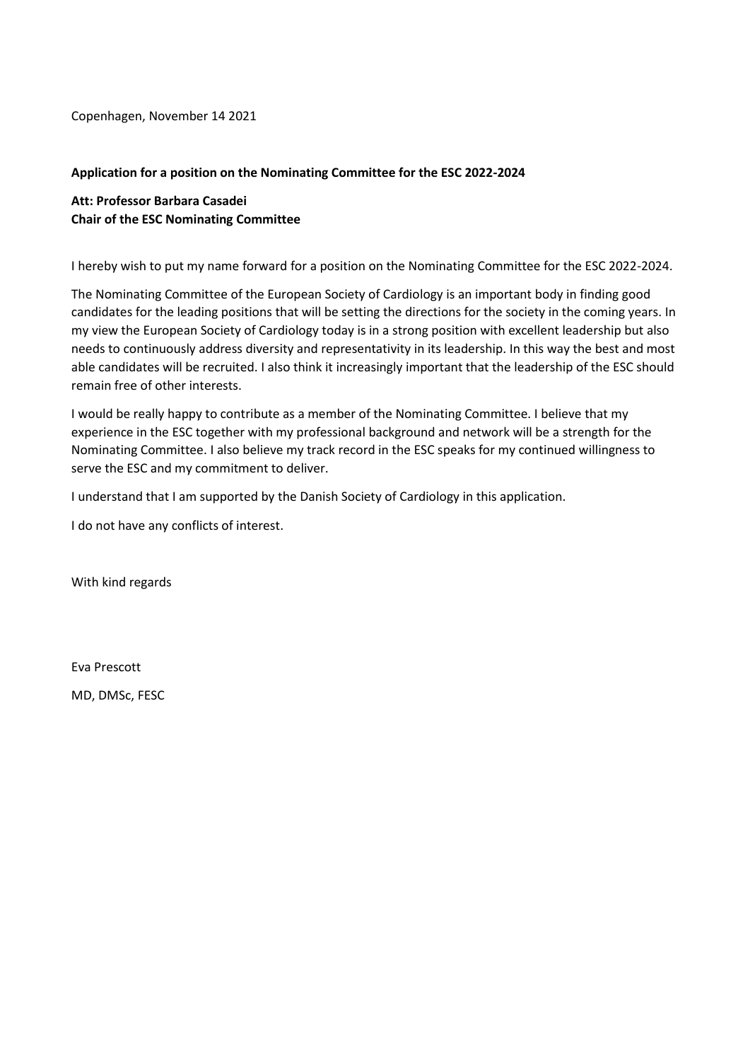Copenhagen, November 14 2021

**Application for a position on the Nominating Committee for the ESC 2022-2024**

**Att: Professor Barbara Casadei**
**Chair of the ESC Nominating Committee**

I hereby wish to put my name forward for a position on the Nominating Committee for the ESC 2022-2024.

The Nominating Committee of the European Society of Cardiology is an important body in finding good candidates for the leading positions that will be setting the directions for the society in the coming years. In my view the European Society of Cardiology today is in a strong position with excellent leadership but also needs to continuously address diversity and representativity in its leadership. In this way the best and most able candidates will be recruited. I also think it increasingly important that the leadership of the ESC should remain free of other interests.

I would be really happy to contribute as a member of the Nominating Committee. I believe that my experience in the ESC together with my professional background and network will be a strength for the Nominating Committee. I also believe my track record in the ESC speaks for my continued willingness to serve the ESC and my commitment to deliver.

I understand that I am supported by the Danish Society of Cardiology in this application.

I do not have any conflicts of interest.

With kind regards

Eva Prescott

MD, DMSc, FESC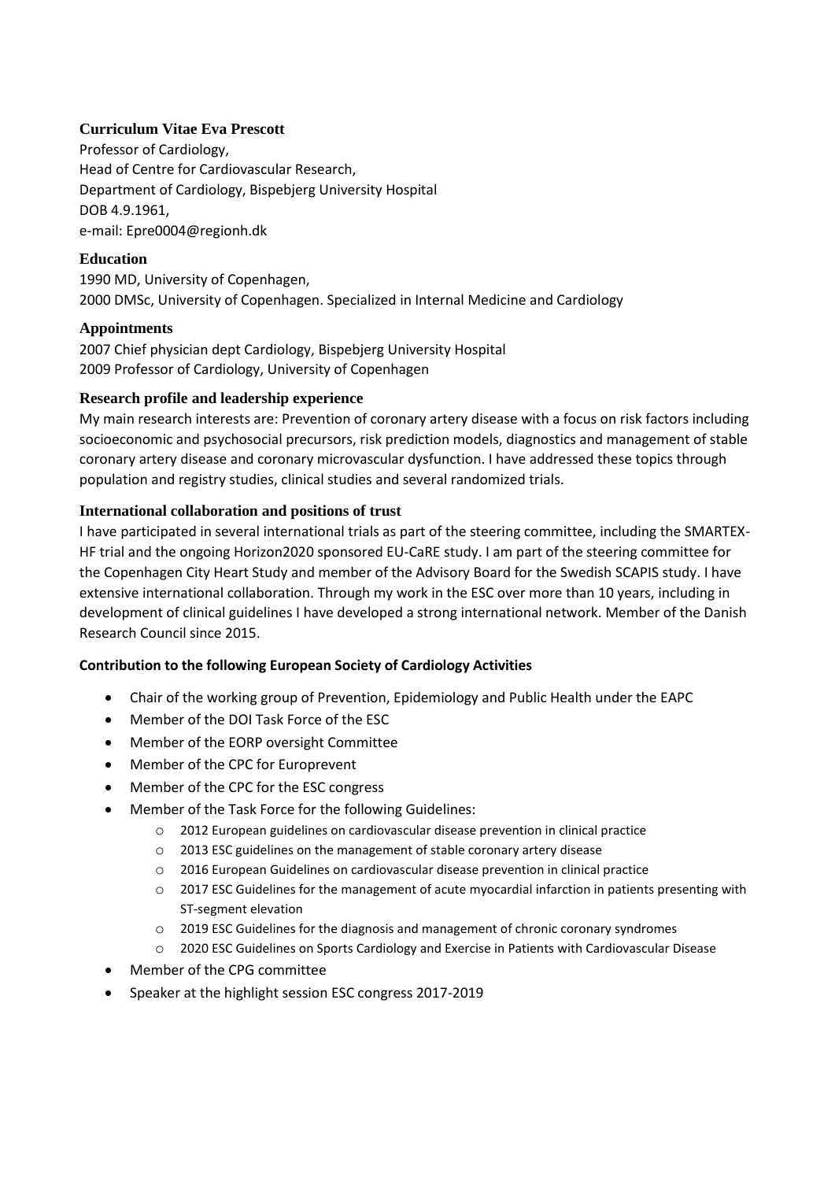### Curriculum Vitae Eva Prescott

Professor of Cardiology,
Head of Centre for Cardiovascular Research,
Department of Cardiology, Bispebjerg University Hospital
DOB 4.9.1961,
e-mail: Epre0004@regionh.dk

### Education

1990 MD, University of Copenhagen,
2000 DMSc, University of Copenhagen. Specialized in Internal Medicine and Cardiology

### Appointments

2007 Chief physician dept Cardiology, Bispebjerg University Hospital
2009 Professor of Cardiology, University of Copenhagen

### Research profile and leadership experience

My main research interests are: Prevention of coronary artery disease with a focus on risk factors including socioeconomic and psychosocial precursors, risk prediction models, diagnostics and management of stable coronary artery disease and coronary microvascular dysfunction. I have addressed these topics through population and registry studies, clinical studies and several randomized trials.

### International collaboration and positions of trust

I have participated in several international trials as part of the steering committee, including the SMARTEX-HF trial and the ongoing Horizon2020 sponsored EU-CaRE study. I am part of the steering committee for the Copenhagen City Heart Study and member of the Advisory Board for the Swedish SCAPIS study. I have extensive international collaboration. Through my work in the ESC over more than 10 years, including in development of clinical guidelines I have developed a strong international network. Member of the Danish Research Council since 2015.

**Contribution to the following European Society of Cardiology Activities**

- Chair of the working group of Prevention, Epidemiology and Public Health under the EAPC
- Member of the DOI Task Force of the ESC
- Member of the EORP oversight Committee
- Member of the CPC for Europrevent
- Member of the CPC for the ESC congress
- Member of the Task Force for the following Guidelines:
  - 2012 European guidelines on cardiovascular disease prevention in clinical practice
  - 2013 ESC guidelines on the management of stable coronary artery disease
  - 2016 European Guidelines on cardiovascular disease prevention in clinical practice
  - 2017 ESC Guidelines for the management of acute myocardial infarction in patients presenting with ST-segment elevation
  - 2019 ESC Guidelines for the diagnosis and management of chronic coronary syndromes
  - 2020 ESC Guidelines on Sports Cardiology and Exercise in Patients with Cardiovascular Disease
- Member of the CPG committee
- Speaker at the highlight session ESC congress 2017-2019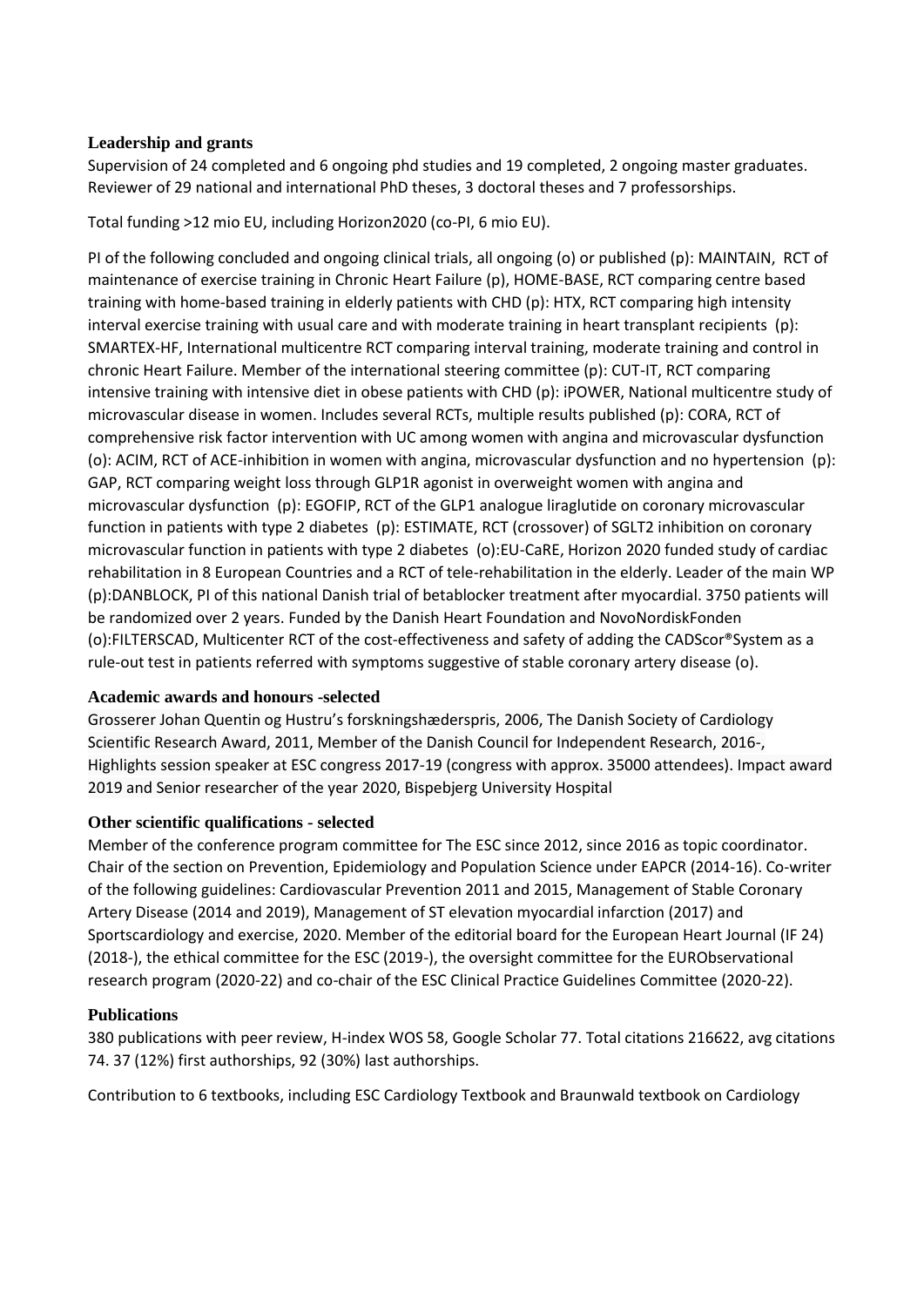### Leadership and grants

Supervision of 24 completed and 6 ongoing phd studies and 19 completed, 2 ongoing master graduates. Reviewer of 29 national and international PhD theses, 3 doctoral theses and 7 professorships.

Total funding >12 mio EU, including Horizon2020 (co-PI, 6 mio EU).

PI of the following concluded and ongoing clinical trials, all ongoing (o) or published (p): MAINTAIN, RCT of maintenance of exercise training in Chronic Heart Failure (p), HOME-BASE, RCT comparing centre based training with home-based training in elderly patients with CHD (p): HTX, RCT comparing high intensity interval exercise training with usual care and with moderate training in heart transplant recipients (p): SMARTEX-HF, International multicentre RCT comparing interval training, moderate training and control in chronic Heart Failure. Member of the international steering committee (p): CUT-IT, RCT comparing intensive training with intensive diet in obese patients with CHD (p): iPOWER, National multicentre study of microvascular disease in women. Includes several RCTs, multiple results published (p): CORA, RCT of comprehensive risk factor intervention with UC among women with angina and microvascular dysfunction (o): ACIM, RCT of ACE-inhibition in women with angina, microvascular dysfunction and no hypertension (p): GAP, RCT comparing weight loss through GLP1R agonist in overweight women with angina and microvascular dysfunction (p): EGOFIP, RCT of the GLP1 analogue liraglutide on coronary microvascular function in patients with type 2 diabetes (p): ESTIMATE, RCT (crossover) of SGLT2 inhibition on coronary microvascular function in patients with type 2 diabetes (o):EU-CaRE, Horizon 2020 funded study of cardiac rehabilitation in 8 European Countries and a RCT of tele-rehabilitation in the elderly. Leader of the main WP (p):DANBLOCK, PI of this national Danish trial of betablocker treatment after myocardial. 3750 patients will be randomized over 2 years. Funded by the Danish Heart Foundation and NovoNordiskFonden (o):FILTERSCAD, Multicenter RCT of the cost-effectiveness and safety of adding the CADScor®System as a rule-out test in patients referred with symptoms suggestive of stable coronary artery disease (o).

### Academic awards and honours -selected

Grosserer Johan Quentin og Hustru's forskningshæderspris, 2006, The Danish Society of Cardiology Scientific Research Award, 2011, Member of the Danish Council for Independent Research, 2016-, Highlights session speaker at ESC congress 2017-19 (congress with approx. 35000 attendees). Impact award 2019 and Senior researcher of the year 2020, Bispebjerg University Hospital

### Other scientific qualifications - selected

Member of the conference program committee for The ESC since 2012, since 2016 as topic coordinator. Chair of the section on Prevention, Epidemiology and Population Science under EAPCR (2014-16). Co-writer of the following guidelines: Cardiovascular Prevention 2011 and 2015, Management of Stable Coronary Artery Disease (2014 and 2019), Management of ST elevation myocardial infarction (2017) and Sportscardiology and exercise, 2020. Member of the editorial board for the European Heart Journal (IF 24) (2018-), the ethical committee for the ESC (2019-), the oversight committee for the EURObservational research program (2020-22) and co-chair of the ESC Clinical Practice Guidelines Committee (2020-22).

### Publications

380 publications with peer review, H-index WOS 58, Google Scholar 77. Total citations 216622, avg citations 74. 37 (12%) first authorships, 92 (30%) last authorships.

Contribution to 6 textbooks, including ESC Cardiology Textbook and Braunwald textbook on Cardiology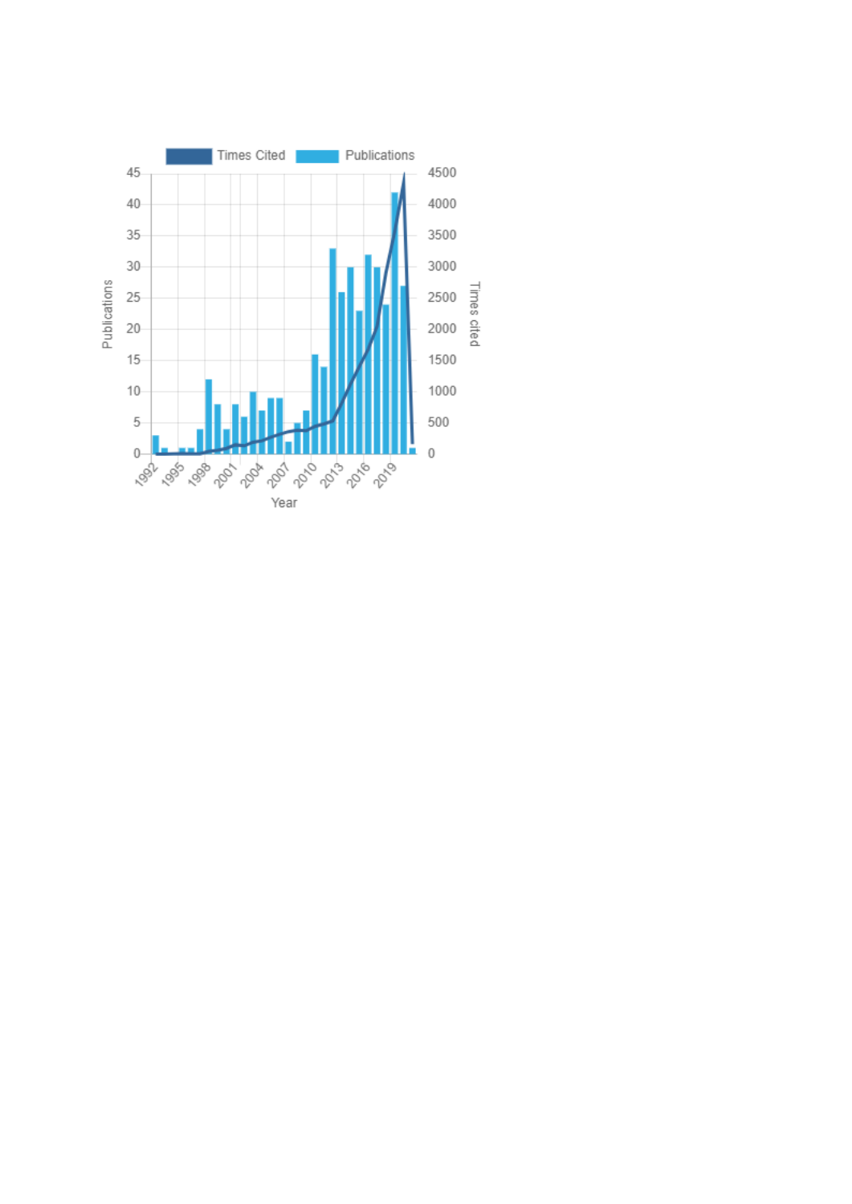Times Cited
Publications

Publications

45
40
35
30
25
20
15
10
5
0

Times cited

4500
4000
3500
3000
2500
2000
1500
1000
500
0

1992
1995
1998
2001
2004
2007
2010
2013
2016
2019

Year